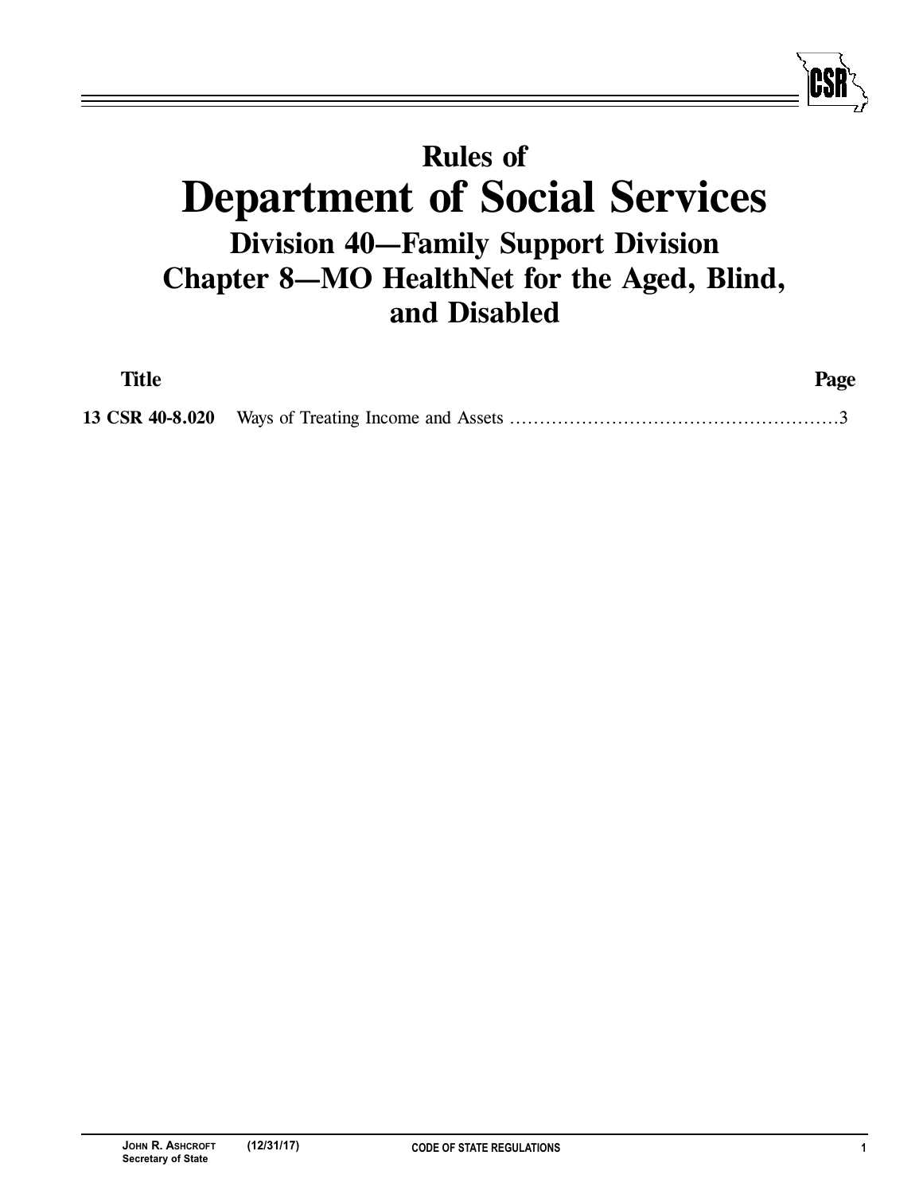# Rules of
# Department of Social Services
## Division 40—Family Support Division
## Chapter 8—MO HealthNet for the Aged, Blind, and Disabled

| Title | | Page |
|---|---|---|
| **13 CSR 40-8.020** | Ways of Treating Income and Assets | 3 |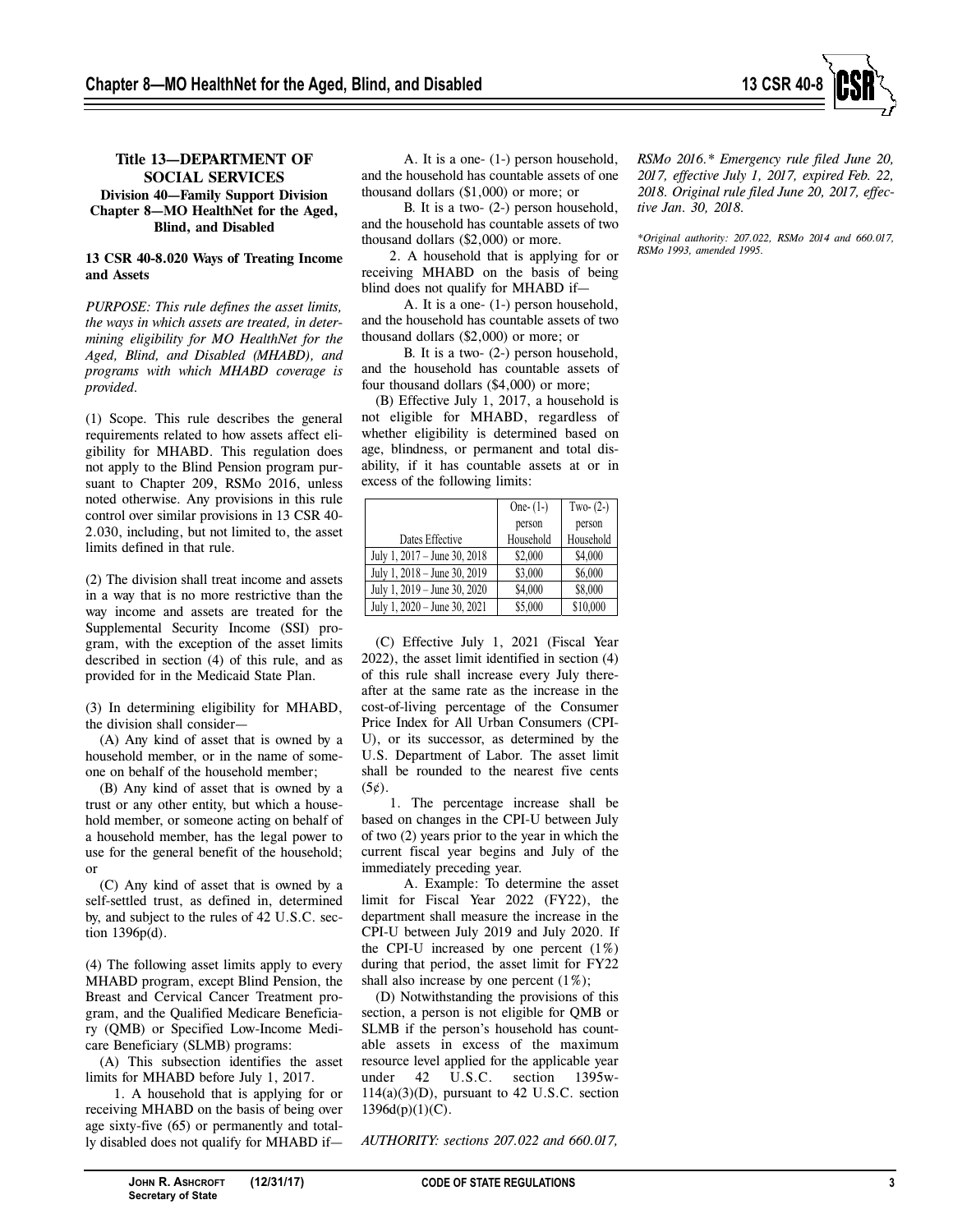# Title 13—DEPARTMENT OF SOCIAL SERVICES
## Division 40—Family Support Division
## Chapter 8—MO HealthNet for the Aged, Blind, and Disabled

### 13 CSR 40-8.020 Ways of Treating Income and Assets

*PURPOSE: This rule defines the asset limits, the ways in which assets are treated, in determining eligibility for MO HealthNet for the Aged, Blind, and Disabled (MHABD), and programs with which MHABD coverage is provided.*

(1) Scope. This rule describes the general requirements related to how assets affect eligibility for MHABD. This regulation does not apply to the Blind Pension program pursuant to Chapter 209, RSMo 2016, unless noted otherwise. Any provisions in this rule control over similar provisions in 13 CSR 40-2.030, including, but not limited to, the asset limits defined in that rule.

(2) The division shall treat income and assets in a way that is no more restrictive than the way income and assets are treated for the Supplemental Security Income (SSI) program, with the exception of the asset limits described in section (4) of this rule, and as provided for in the Medicaid State Plan.

(3) In determining eligibility for MHABD, the division shall consider—

(A) Any kind of asset that is owned by a household member, or in the name of someone on behalf of the household member;

(B) Any kind of asset that is owned by a trust or any other entity, but which a household member, or someone acting on behalf of a household member, has the legal power to use for the general benefit of the household; or

(C) Any kind of asset that is owned by a self-settled trust, as defined in, determined by, and subject to the rules of 42 U.S.C. section 1396p(d).

(4) The following asset limits apply to every MHABD program, except Blind Pension, the Breast and Cervical Cancer Treatment program, and the Qualified Medicare Beneficiary (QMB) or Specified Low-Income Medicare Beneficiary (SLMB) programs:

(A) This subsection identifies the asset limits for MHABD before July 1, 2017.

1. A household that is applying for or receiving MHABD on the basis of being over age sixty-five (65) or permanently and totally disabled does not qualify for MHABD if—

A. It is a one- (1-) person household, and the household has countable assets of one thousand dollars ($1,000) or more; or

B. It is a two- (2-) person household, and the household has countable assets of two thousand dollars ($2,000) or more.

2. A household that is applying for or receiving MHABD on the basis of being blind does not qualify for MHABD if—

A. It is a one- (1-) person household, and the household has countable assets of two thousand dollars ($2,000) or more; or

B. It is a two- (2-) person household, and the household has countable assets of four thousand dollars ($4,000) or more;

(B) Effective July 1, 2017, a household is not eligible for MHABD, regardless of whether eligibility is determined based on age, blindness, or permanent and total disability, if it has countable assets at or in excess of the following limits:

| Dates Effective | One- (1-) person Household | Two- (2-) person Household |
|---|---|---|
| July 1, 2017 – June 30, 2018 | $2,000 | $4,000 |
| July 1, 2018 – June 30, 2019 | $3,000 | $6,000 |
| July 1, 2019 – June 30, 2020 | $4,000 | $8,000 |
| July 1, 2020 – June 30, 2021 | $5,000 | $10,000 |

(C) Effective July 1, 2021 (Fiscal Year 2022), the asset limit identified in section (4) of this rule shall increase every July thereafter at the same rate as the increase in the cost-of-living percentage of the Consumer Price Index for All Urban Consumers (CPI-U), or its successor, as determined by the U.S. Department of Labor. The asset limit shall be rounded to the nearest five cents (5¢).

1. The percentage increase shall be based on changes in the CPI-U between July of two (2) years prior to the year in which the current fiscal year begins and July of the immediately preceding year.

A. Example: To determine the asset limit for Fiscal Year 2022 (FY22), the department shall measure the increase in the CPI-U between July 2019 and July 2020. If the CPI-U increased by one percent (1%) during that period, the asset limit for FY22 shall also increase by one percent (1%);

(D) Notwithstanding the provisions of this section, a person is not eligible for QMB or SLMB if the person's household has countable assets in excess of the maximum resource level applied for the applicable year under 42 U.S.C. section 1395w-114(a)(3)(D), pursuant to 42 U.S.C. section 1396d(p)(1)(C).

*AUTHORITY: sections 207.022 and 660.017, RSMo 2016.\* Emergency rule filed June 20, 2017, effective July 1, 2017, expired Feb. 22, 2018. Original rule filed June 20, 2017, effective Jan. 30, 2018.*

*\*Original authority: 207.022, RSMo 2014 and 660.017, RSMo 1993, amended 1995.*